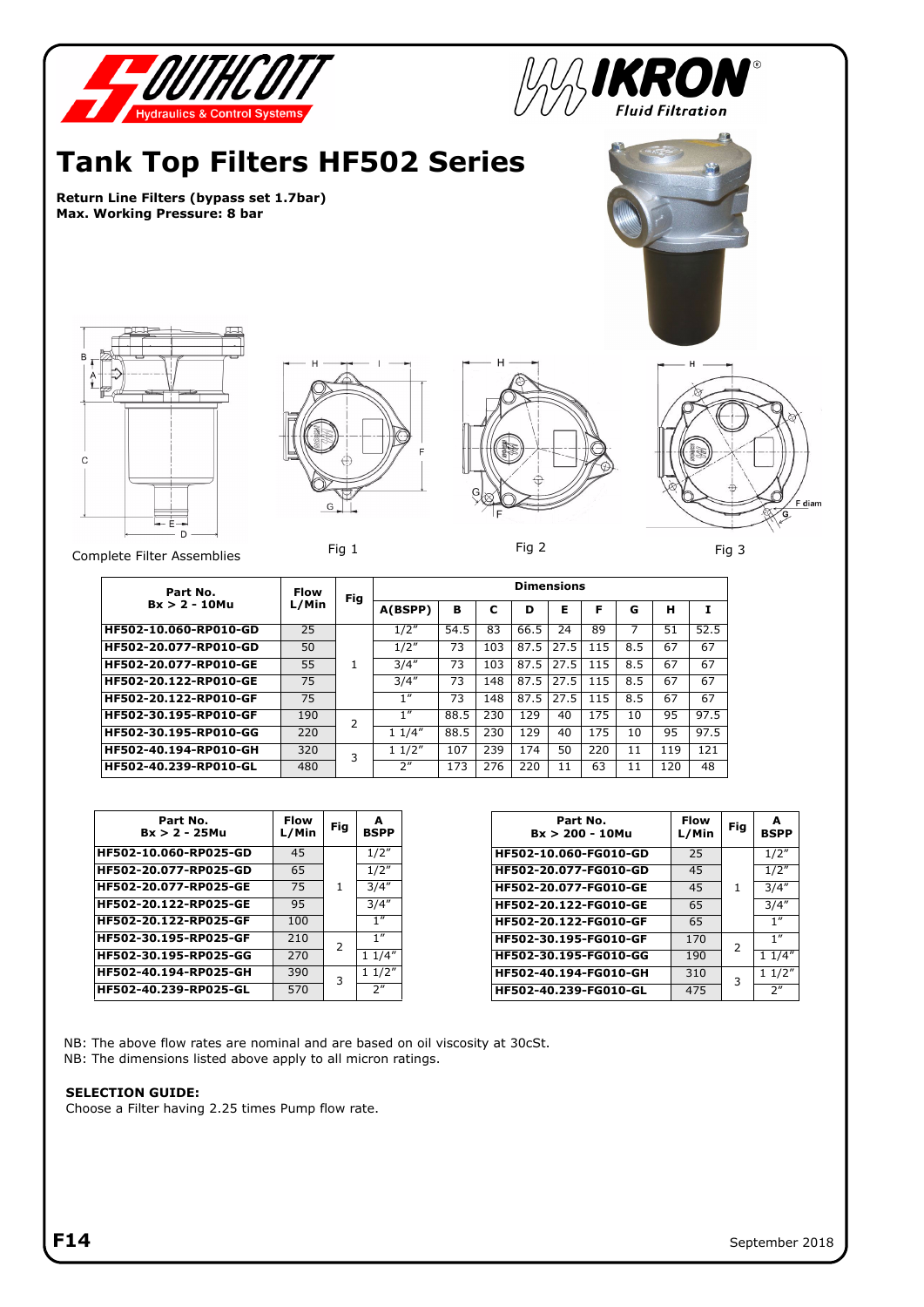# Tank Top Filters HF502 Series

**Return Line Filters (bypass set 1.7bar)**
**Max. Working Pressure: 8 bar**

Complete Filter Assemblies

Fig 1

Fig 2

Fig 3

| Part No. Bx > 2 - 10Mu | Flow L/Min | Fig | Dimensions | | | | | | | | |
|---|---|---|---|---|---|---|---|---|---|---|---|
| | | | A(BSPP) | B | C | D | E | F | G | H | I |
| HF502-10.060-RP010-GD | 25 | 1 | 1/2″ | 54.5 | 83 | 66.5 | 24 | 89 | 7 | 51 | 52.5 |
| HF502-20.077-RP010-GD | 50 | | 1/2″ | 73 | 103 | 87.5 | 27.5 | 115 | 8.5 | 67 | 67 |
| HF502-20.077-RP010-GE | 55 | | 3/4″ | 73 | 103 | 87.5 | 27.5 | 115 | 8.5 | 67 | 67 |
| HF502-20.122-RP010-GE | 75 | | 3/4″ | 73 | 148 | 87.5 | 27.5 | 115 | 8.5 | 67 | 67 |
| HF502-20.122-RP010-GF | 75 | | 1″ | 73 | 148 | 87.5 | 27.5 | 115 | 8.5 | 67 | 67 |
| HF502-30.195-RP010-GF | 190 | 2 | 1″ | 88.5 | 230 | 129 | 40 | 175 | 10 | 95 | 97.5 |
| HF502-30.195-RP010-GG | 220 | | 1 1/4″ | 88.5 | 230 | 129 | 40 | 175 | 10 | 95 | 97.5 |
| HF502-40.194-RP010-GH | 320 | 3 | 1 1/2″ | 107 | 239 | 174 | 50 | 220 | 11 | 119 | 121 |
| HF502-40.239-RP010-GL | 480 | | 2″ | 173 | 276 | 220 | 11 | 63 | 11 | 120 | 48 |

| Part No. Bx > 2 - 25Mu | Flow L/Min | Fig | A BSPP |
|---|---|---|---|
| HF502-10.060-RP025-GD | 45 | 1 | 1/2″ |
| HF502-20.077-RP025-GD | 65 | | 1/2″ |
| HF502-20.077-RP025-GE | 75 | | 3/4″ |
| HF502-20.122-RP025-GE | 95 | | 3/4″ |
| HF502-20.122-RP025-GF | 100 | | 1″ |
| HF502-30.195-RP025-GF | 210 | 2 | 1″ |
| HF502-30.195-RP025-GG | 270 | | 1 1/4″ |
| HF502-40.194-RP025-GH | 390 | 3 | 1 1/2″ |
| HF502-40.239-RP025-GL | 570 | | 2″ |

| Part No. Bx > 200 - 10Mu | Flow L/Min | Fig | A BSPP |
|---|---|---|---|
| HF502-10.060-FG010-GD | 25 | 1 | 1/2″ |
| HF502-20.077-FG010-GD | 45 | | 1/2″ |
| HF502-20.077-FG010-GE | 45 | | 3/4″ |
| HF502-20.122-FG010-GE | 65 | | 3/4″ |
| HF502-20.122-FG010-GF | 65 | | 1″ |
| HF502-30.195-FG010-GF | 170 | 2 | 1″ |
| HF502-30.195-FG010-GG | 190 | | 1 1/4″ |
| HF502-40.194-FG010-GH | 310 | 3 | 1 1/2″ |
| HF502-40.239-FG010-GL | 475 | | 2″ |

NB: The above flow rates are nominal and are based on oil viscosity at 30cSt.
NB: The dimensions listed above apply to all micron ratings.

**SELECTION GUIDE:**
Choose a Filter having 2.25 times Pump flow rate.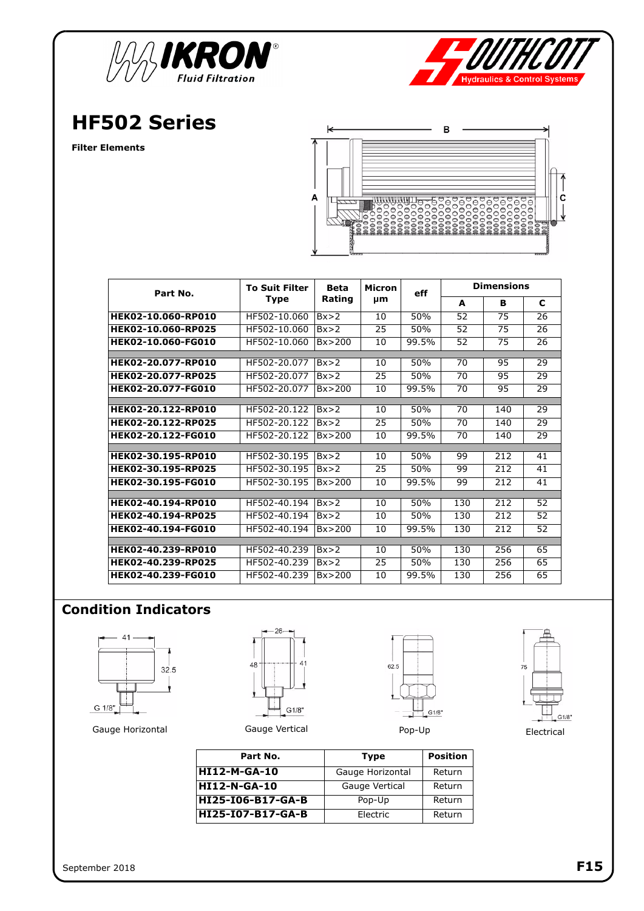IKRON Fluid Filtration

SOUTHCOTT Hydraulics & Control Systems

# HF502 Series

**Filter Elements**

B

A

C

| Part No. | To Suit Filter Type | Beta Rating | Micron µm | eff | Dimensions | | |
|---|---|---|---|---|---|---|---|
| | | | | | A | B | C |
| **HEK02-10.060-RP010** | HF502-10.060 | Bx>2 | 10 | 50% | 52 | 75 | 26 |
| **HEK02-10.060-RP025** | HF502-10.060 | Bx>2 | 25 | 50% | 52 | 75 | 26 |
| **HEK02-10.060-FG010** | HF502-10.060 | Bx>200 | 10 | 99.5% | 52 | 75 | 26 |
| **HEK02-20.077-RP010** | HF502-20.077 | Bx>2 | 10 | 50% | 70 | 95 | 29 |
| **HEK02-20.077-RP025** | HF502-20.077 | Bx>2 | 25 | 50% | 70 | 95 | 29 |
| **HEK02-20.077-FG010** | HF502-20.077 | Bx>200 | 10 | 99.5% | 70 | 95 | 29 |
| **HEK02-20.122-RP010** | HF502-20.122 | Bx>2 | 10 | 50% | 70 | 140 | 29 |
| **HEK02-20.122-RP025** | HF502-20.122 | Bx>2 | 25 | 50% | 70 | 140 | 29 |
| **HEK02-20.122-FG010** | HF502-20.122 | Bx>200 | 10 | 99.5% | 70 | 140 | 29 |
| **HEK02-30.195-RP010** | HF502-30.195 | Bx>2 | 10 | 50% | 99 | 212 | 41 |
| **HEK02-30.195-RP025** | HF502-30.195 | Bx>2 | 25 | 50% | 99 | 212 | 41 |
| **HEK02-30.195-FG010** | HF502-30.195 | Bx>200 | 10 | 99.5% | 99 | 212 | 41 |
| **HEK02-40.194-RP010** | HF502-40.194 | Bx>2 | 10 | 50% | 130 | 212 | 52 |
| **HEK02-40.194-RP025** | HF502-40.194 | Bx>2 | 10 | 50% | 130 | 212 | 52 |
| **HEK02-40.194-FG010** | HF502-40.194 | Bx>200 | 10 | 99.5% | 130 | 212 | 52 |
| **HEK02-40.239-RP010** | HF502-40.239 | Bx>2 | 10 | 50% | 130 | 256 | 65 |
| **HEK02-40.239-RP025** | HF502-40.239 | Bx>2 | 25 | 50% | 130 | 256 | 65 |
| **HEK02-40.239-FG010** | HF502-40.239 | Bx>200 | 10 | 99.5% | 130 | 256 | 65 |

## Condition Indicators

41
32.5
G 1/8"

Gauge Horizontal

26
48
41
G1/8"

Gauge Vertical

62.5
G1/8"

Pop-Up

75
G1/8"

Electrical

| Part No. | Type | Position |
|---|---|---|
| **HI12-M-GA-10** | Gauge Horizontal | Return |
| **HI12-N-GA-10** | Gauge Vertical | Return |
| **HI25-I06-B17-GA-B** | Pop-Up | Return |
| **HI25-I07-B17-GA-B** | Electric | Return |

September 2018

F15